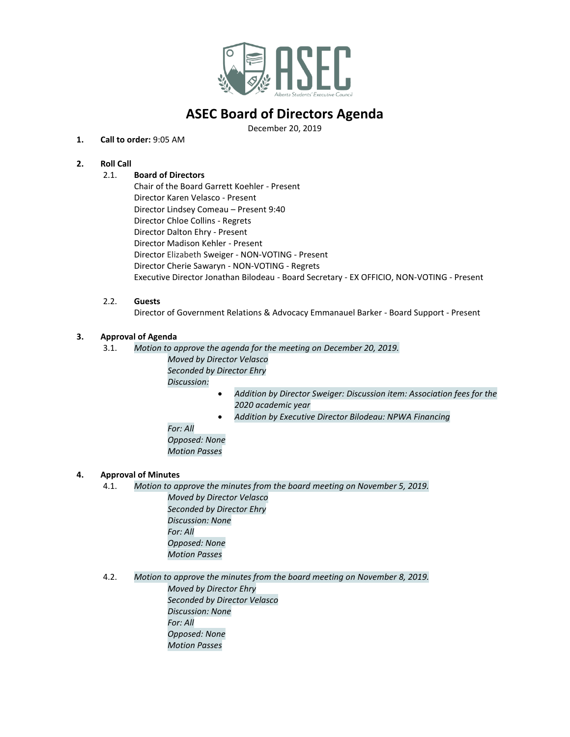# ASEC Board of Directors Agenda

December 20, 2019

1. **Call to order:** 9:05 AM

2. **Roll Call**

   2.1. **Board of Directors**

   Chair of the Board Garrett Koehler - Present
   Director Karen Velasco - Present
   Director Lindsey Comeau – Present 9:40
   Director Chloe Collins - Regrets
   Director Dalton Ehry - Present
   Director Madison Kehler - Present
   Director Elizabeth Sweiger - NON-VOTING - Present
   Director Cherie Sawaryn - NON-VOTING - Regrets
   Executive Director Jonathan Bilodeau - Board Secretary - EX OFFICIO, NON-VOTING - Present

   2.2. **Guests**

   Director of Government Relations & Advocacy Emmanauel Barker - Board Support - Present

3. **Approval of Agenda**

   3.1. *Motion to approve the agenda for the meeting on December 20, 2019.*

   *Moved by Director Velasco*
   *Seconded by Director Ehry*
   *Discussion:*

   - *Addition by Director Sweiger: Discussion item: Association fees for the 2020 academic year*
   - *Addition by Executive Director Bilodeau: NPWA Financing*

   *For: All*
   *Opposed: None*
   *Motion Passes*

4. **Approval of Minutes**

   4.1. *Motion to approve the minutes from the board meeting on November 5, 2019.*

   *Moved by Director Velasco*
   *Seconded by Director Ehry*
   *Discussion: None*
   *For: All*
   *Opposed: None*
   *Motion Passes*

   4.2. *Motion to approve the minutes from the board meeting on November 8, 2019.*

   *Moved by Director Ehry*
   *Seconded by Director Velasco*
   *Discussion: None*
   *For: All*
   *Opposed: None*
   *Motion Passes*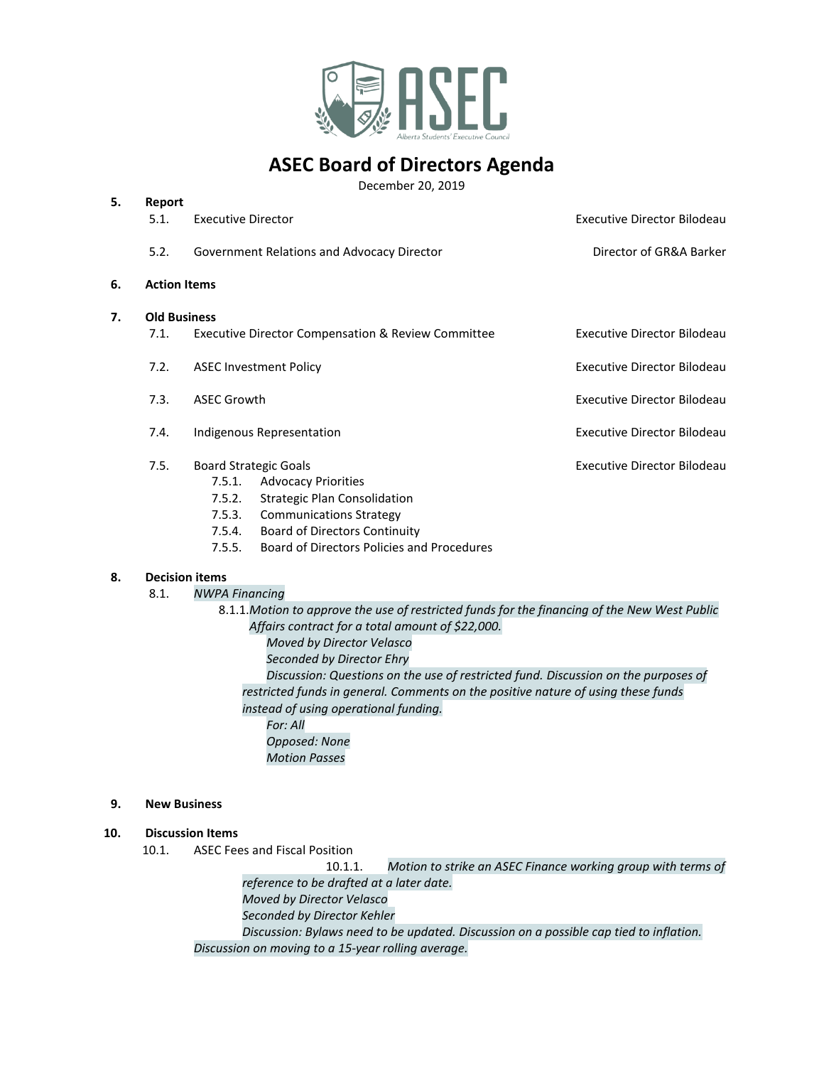# ASEC Board of Directors Agenda

December 20, 2019

**5. Report**

- 5.1. Executive Director — Executive Director Bilodeau
- 5.2. Government Relations and Advocacy Director — Director of GR&A Barker

**6. Action Items**

**7. Old Business**

- 7.1. Executive Director Compensation & Review Committee — Executive Director Bilodeau
- 7.2. ASEC Investment Policy — Executive Director Bilodeau
- 7.3. ASEC Growth — Executive Director Bilodeau
- 7.4. Indigenous Representation — Executive Director Bilodeau
- 7.5. Board Strategic Goals — Executive Director Bilodeau
  - 7.5.1. Advocacy Priorities
  - 7.5.2. Strategic Plan Consolidation
  - 7.5.3. Communications Strategy
  - 7.5.4. Board of Directors Continuity
  - 7.5.5. Board of Directors Policies and Procedures

**8. Decision items**

- 8.1. *NWPA Financing*
  - 8.1.1. *Motion to approve the use of restricted funds for the financing of the New West Public Affairs contract for a total amount of $22,000.*

    *Moved by Director Velasco*

    *Seconded by Director Ehry*

    *Discussion: Questions on the use of restricted fund. Discussion on the purposes of restricted funds in general. Comments on the positive nature of using these funds instead of using operational funding.*

    *For: All*

    *Opposed: None*

    *Motion Passes*

**9. New Business**

**10. Discussion Items**

- 10.1. ASEC Fees and Fiscal Position
  - 10.1.1. *Motion to strike an ASEC Finance working group with terms of reference to be drafted at a later date.*

    *Moved by Director Velasco*

    *Seconded by Director Kehler*

    *Discussion: Bylaws need to be updated. Discussion on a possible cap tied to inflation. Discussion on moving to a 15-year rolling average.*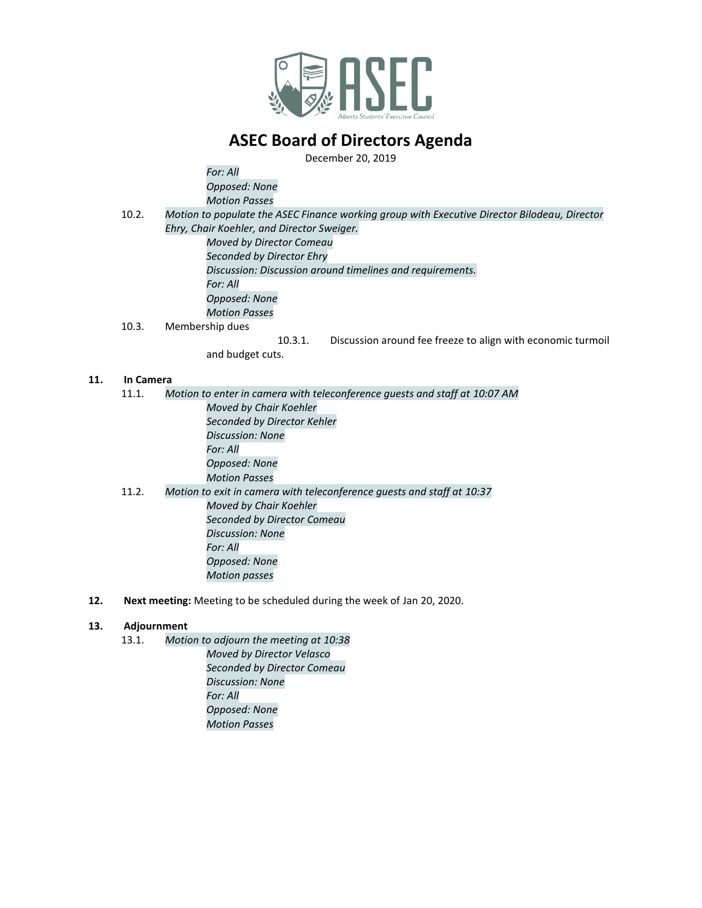# ASEC Board of Directors Agenda

December 20, 2019

*For: All*
*Opposed: None*
*Motion Passes*

10.2. *Motion to populate the ASEC Finance working group with Executive Director Bilodeau, Director Ehry, Chair Koehler, and Director Sweiger.*
*Moved by Director Comeau*
*Seconded by Director Ehry*
*Discussion: Discussion around timelines and requirements.*
*For: All*
*Opposed: None*
*Motion Passes*

10.3. Membership dues

10.3.1. Discussion around fee freeze to align with economic turmoil and budget cuts.

**11. In Camera**

11.1. *Motion to enter in camera with teleconference guests and staff at 10:07 AM*
*Moved by Chair Koehler*
*Seconded by Director Kehler*
*Discussion: None*
*For: All*
*Opposed: None*
*Motion Passes*

11.2. *Motion to exit in camera with teleconference guests and staff at 10:37*
*Moved by Chair Koehler*
*Seconded by Director Comeau*
*Discussion: None*
*For: All*
*Opposed: None*
*Motion passes*

**12. Next meeting:** Meeting to be scheduled during the week of Jan 20, 2020.

**13. Adjournment**

13.1. *Motion to adjourn the meeting at 10:38*
*Moved by Director Velasco*
*Seconded by Director Comeau*
*Discussion: None*
*For: All*
*Opposed: None*
*Motion Passes*